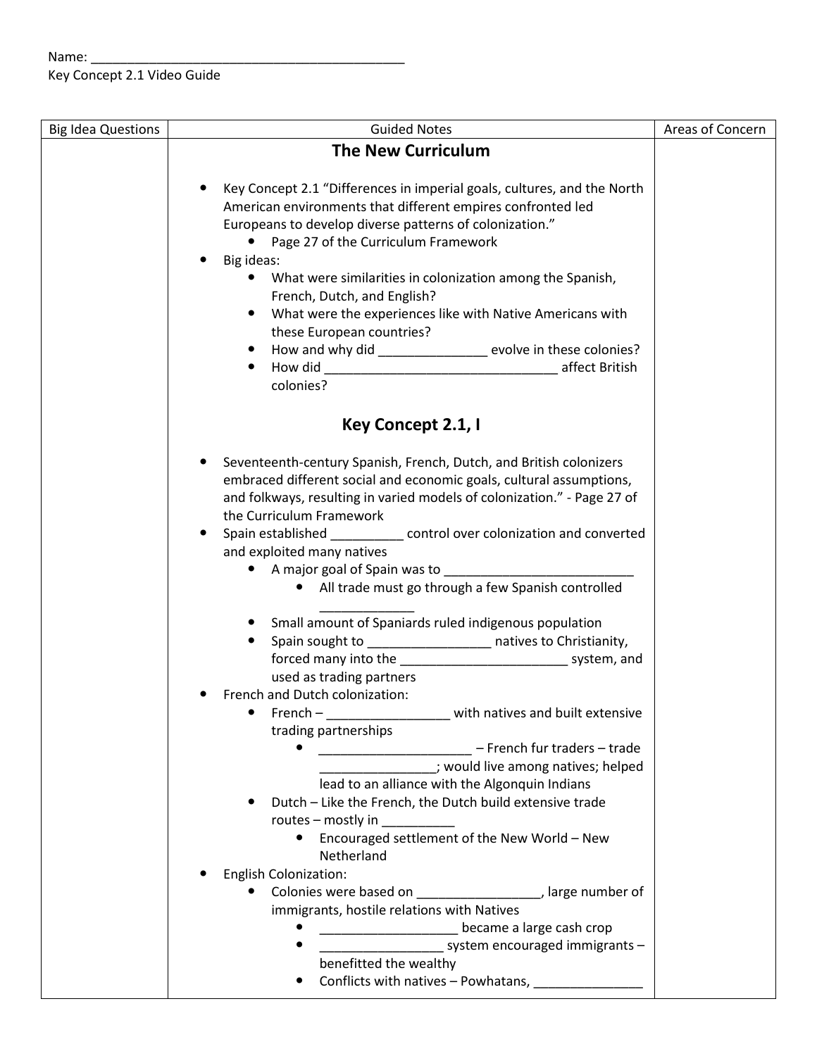Name: ____________________________________________
Key Concept 2.1 Video Guide

| Big Idea Questions | Guided Notes | Areas of Concern |
| --- | --- | --- |
| | **The New Curriculum**<br><br>• Key Concept 2.1 "Differences in imperial goals, cultures, and the North American environments that different empires confronted led Europeans to develop diverse patterns of colonization."<br>&nbsp;&nbsp;&nbsp;&nbsp;• Page 27 of the Curriculum Framework<br>• Big ideas:<br>&nbsp;&nbsp;&nbsp;&nbsp;• What were similarities in colonization among the Spanish, French, Dutch, and English?<br>&nbsp;&nbsp;&nbsp;&nbsp;• What were the experiences like with Native Americans with these European countries?<br>&nbsp;&nbsp;&nbsp;&nbsp;• How and why did _______________ evolve in these colonies?<br>&nbsp;&nbsp;&nbsp;&nbsp;• How did _________________________________ affect British colonies?<br><br>**Key Concept 2.1, I**<br><br>• Seventeenth-century Spanish, French, Dutch, and British colonizers embraced different social and economic goals, cultural assumptions, and folkways, resulting in varied models of colonization." - Page 27 of the Curriculum Framework<br>• Spain established __________ control over colonization and converted and exploited many natives<br>&nbsp;&nbsp;&nbsp;&nbsp;• A major goal of Spain was to __________________________<br>&nbsp;&nbsp;&nbsp;&nbsp;&nbsp;&nbsp;&nbsp;&nbsp;• All trade must go through a few Spanish controlled _____________<br>&nbsp;&nbsp;&nbsp;&nbsp;• Small amount of Spaniards ruled indigenous population<br>&nbsp;&nbsp;&nbsp;&nbsp;• Spain sought to _________________ natives to Christianity, forced many into the _______________________ system, and used as trading partners<br>• French and Dutch colonization:<br>&nbsp;&nbsp;&nbsp;&nbsp;• French – _________________ with natives and built extensive trading partnerships<br>&nbsp;&nbsp;&nbsp;&nbsp;&nbsp;&nbsp;&nbsp;&nbsp;• _____________________ – French fur traders – trade ________________; would live among natives; helped lead to an alliance with the Algonquin Indians<br>&nbsp;&nbsp;&nbsp;&nbsp;• Dutch – Like the French, the Dutch build extensive trade routes – mostly in __________<br>&nbsp;&nbsp;&nbsp;&nbsp;&nbsp;&nbsp;&nbsp;&nbsp;• Encouraged settlement of the New World – New Netherland<br>• English Colonization:<br>&nbsp;&nbsp;&nbsp;&nbsp;• Colonies were based on _________________, large number of immigrants, hostile relations with Natives<br>&nbsp;&nbsp;&nbsp;&nbsp;&nbsp;&nbsp;&nbsp;&nbsp;• ___________________ became a large cash crop<br>&nbsp;&nbsp;&nbsp;&nbsp;&nbsp;&nbsp;&nbsp;&nbsp;• _________________ system encouraged immigrants – benefitted the wealthy<br>&nbsp;&nbsp;&nbsp;&nbsp;&nbsp;&nbsp;&nbsp;&nbsp;• Conflicts with natives – Powhatans, _______________ | |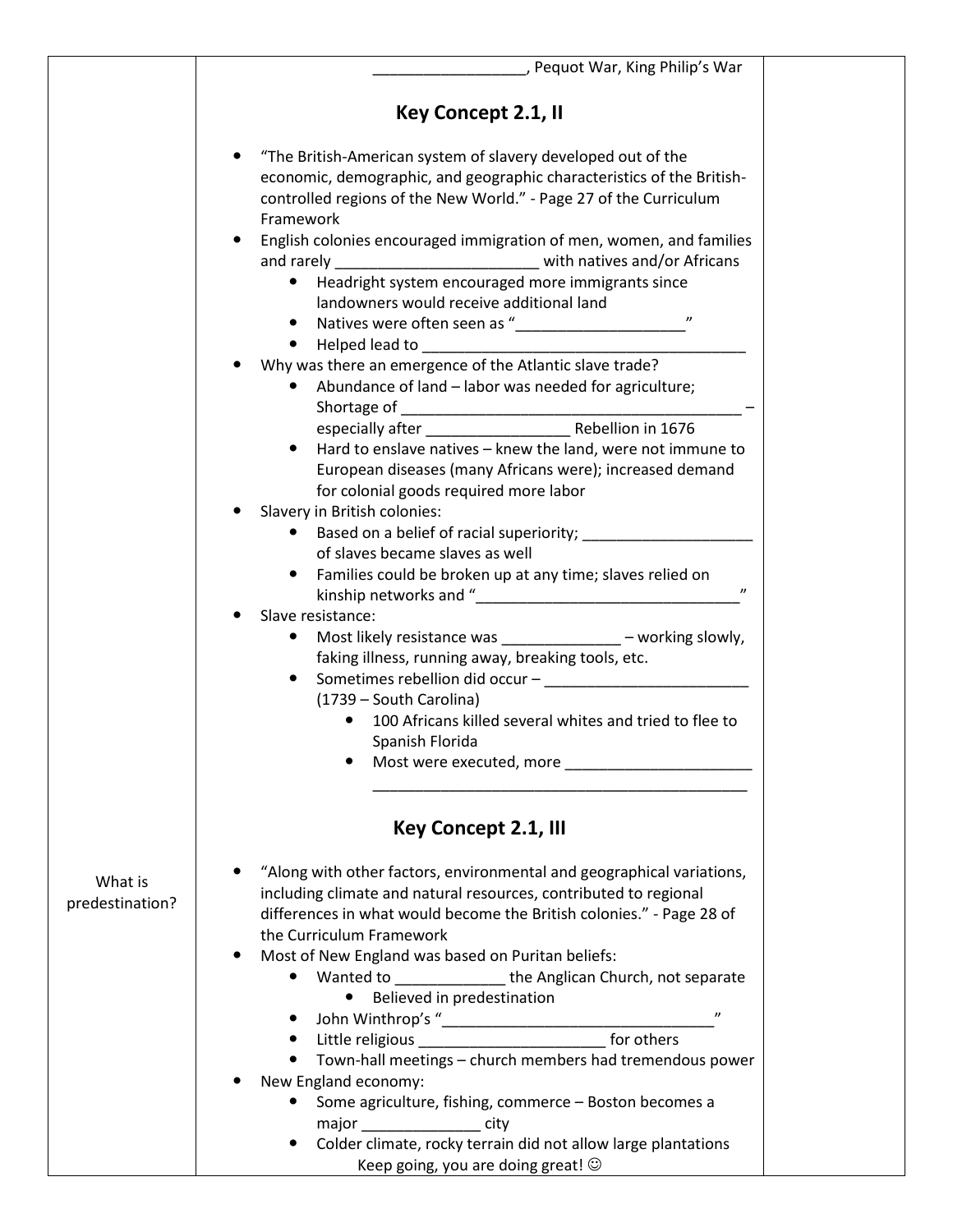__________________, Pequot War, King Philip's War

## Key Concept 2.1, II

- "The British-American system of slavery developed out of the economic, demographic, and geographic characteristics of the British-controlled regions of the New World." - Page 27 of the Curriculum Framework
- English colonies encouraged immigration of men, women, and families and rarely ________________________ with natives and/or Africans
    - Headright system encouraged more immigrants since landowners would receive additional land
    - Natives were often seen as "___________________"
    - Helped lead to ____________________________________
- Why was there an emergence of the Atlantic slave trade?
    - Abundance of land – labor was needed for agriculture; Shortage of _______________________________________ – especially after ________________ Rebellion in 1676
    - Hard to enslave natives – knew the land, were not immune to European diseases (many Africans were); increased demand for colonial goods required more labor
- Slavery in British colonies:
    - Based on a belief of racial superiority; ___________________ of slaves became slaves as well
    - Families could be broken up at any time; slaves relied on kinship networks and "______________________________"
- Slave resistance:
    - Most likely resistance was _____________ – working slowly, faking illness, running away, breaking tools, etc.
    - Sometimes rebellion did occur – _______________________ (1739 – South Carolina)
        - 100 Africans killed several whites and tried to flee to Spanish Florida
        - Most were executed, more _____________________ ___________________________________________

## Key Concept 2.1, III

What is predestination?

- "Along with other factors, environmental and geographical variations, including climate and natural resources, contributed to regional differences in what would become the British colonies." - Page 28 of the Curriculum Framework
- Most of New England was based on Puritan beliefs:
    - Wanted to ____________ the Anglican Church, not separate
        - Believed in predestination
    - John Winthrop's "_______________________________"
    - Little religious _____________________ for others
    - Town-hall meetings – church members had tremendous power
- New England economy:
    - Some agriculture, fishing, commerce – Boston becomes a major _____________ city
    - Colder climate, rocky terrain did not allow large plantations

Keep going, you are doing great! ☺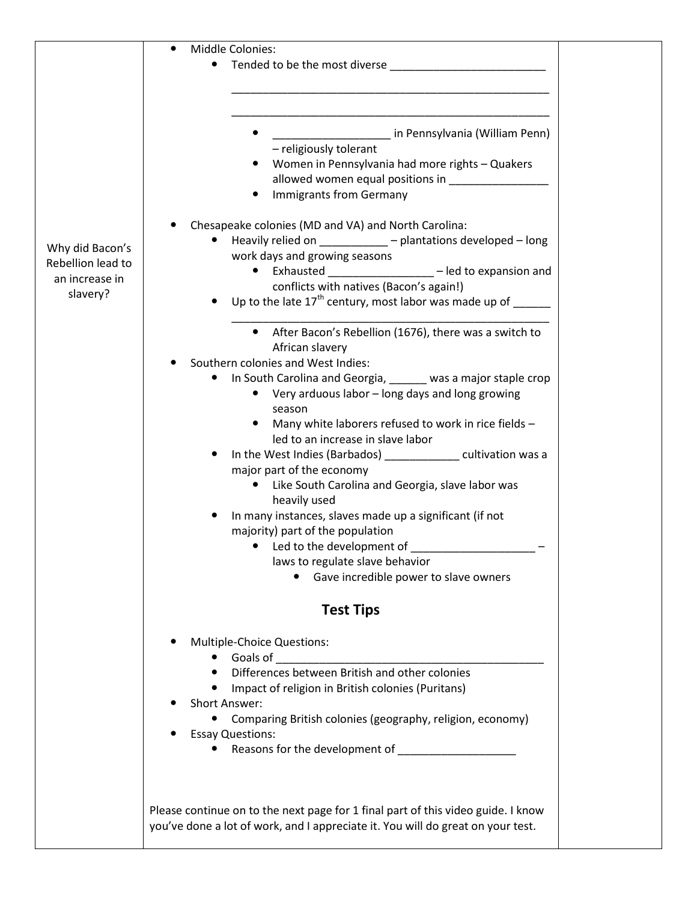| Why did Bacon's Rebellion lead to an increase in slavery? | • Middle Colonies:<br>  • Tended to be the most diverse _________________________<br>  _____________________________________________________<br>  _____________________________________________________<br>    • __________________ in Pennsylvania (William Penn) – religiously tolerant<br>    • Women in Pennsylvania had more rights – Quakers allowed women equal positions in ________________<br>    • Immigrants from Germany<br><br>• Chesapeake colonies (MD and VA) and North Carolina:<br>  • Heavily relied on ___________ – plantations developed – long work days and growing seasons<br>    • Exhausted ________________ – led to expansion and conflicts with natives (Bacon's again!)<br>  • Up to the late 17th century, most labor was made up of ______ _____________________________________________________<br>    • After Bacon's Rebellion (1676), there was a switch to African slavery<br>• Southern colonies and West Indies:<br>  • In South Carolina and Georgia, ______ was a major staple crop<br>    • Very arduous labor – long days and long growing season<br>    • Many white laborers refused to work in rice fields – led to an increase in slave labor<br>  • In the West Indies (Barbados) ____________ cultivation was a major part of the economy<br>    • Like South Carolina and Georgia, slave labor was heavily used<br>  • In many instances, slaves made up a significant (if not majority) part of the population<br>    • Led to the development of ___________________ – laws to regulate slave behavior<br>      • Gave incredible power to slave owners<br><br>**Test Tips**<br><br>• Multiple-Choice Questions:<br>  • Goals of ____________________________________________<br>  • Differences between British and other colonies<br>  • Impact of religion in British colonies (Puritans)<br>• Short Answer:<br>  • Comparing British colonies (geography, religion, economy)<br>• Essay Questions:<br>  • Reasons for the development of ___________________<br><br>Please continue on to the next page for 1 final part of this video guide. I know you've done a lot of work, and I appreciate it. You will do great on your test. | |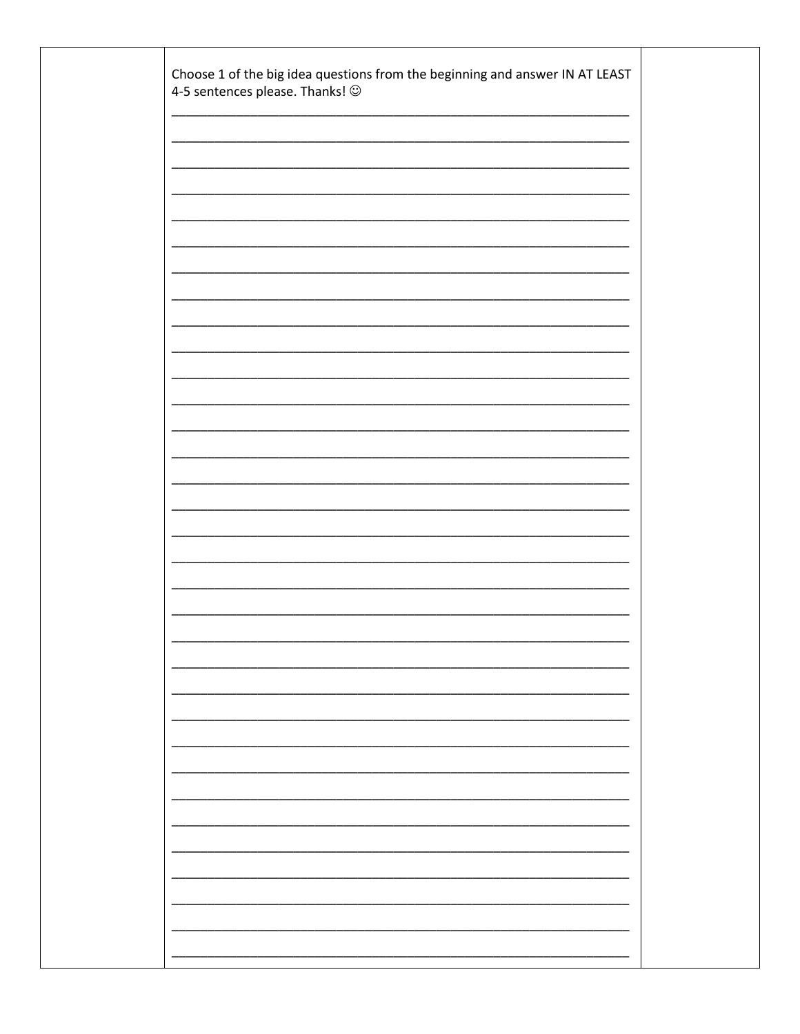Choose 1 of the big idea questions from the beginning and answer IN AT LEAST 4-5 sentences please. Thanks! ☺

___________________________________________________________________

___________________________________________________________________

___________________________________________________________________

___________________________________________________________________

___________________________________________________________________

___________________________________________________________________

___________________________________________________________________

___________________________________________________________________

___________________________________________________________________

___________________________________________________________________

___________________________________________________________________

___________________________________________________________________

___________________________________________________________________

___________________________________________________________________

___________________________________________________________________

___________________________________________________________________

___________________________________________________________________

___________________________________________________________________

___________________________________________________________________

___________________________________________________________________

___________________________________________________________________

___________________________________________________________________

___________________________________________________________________

___________________________________________________________________

___________________________________________________________________

___________________________________________________________________

___________________________________________________________________

___________________________________________________________________

___________________________________________________________________

___________________________________________________________________

___________________________________________________________________

___________________________________________________________________

___________________________________________________________________

___________________________________________________________________

___________________________________________________________________

___________________________________________________________________